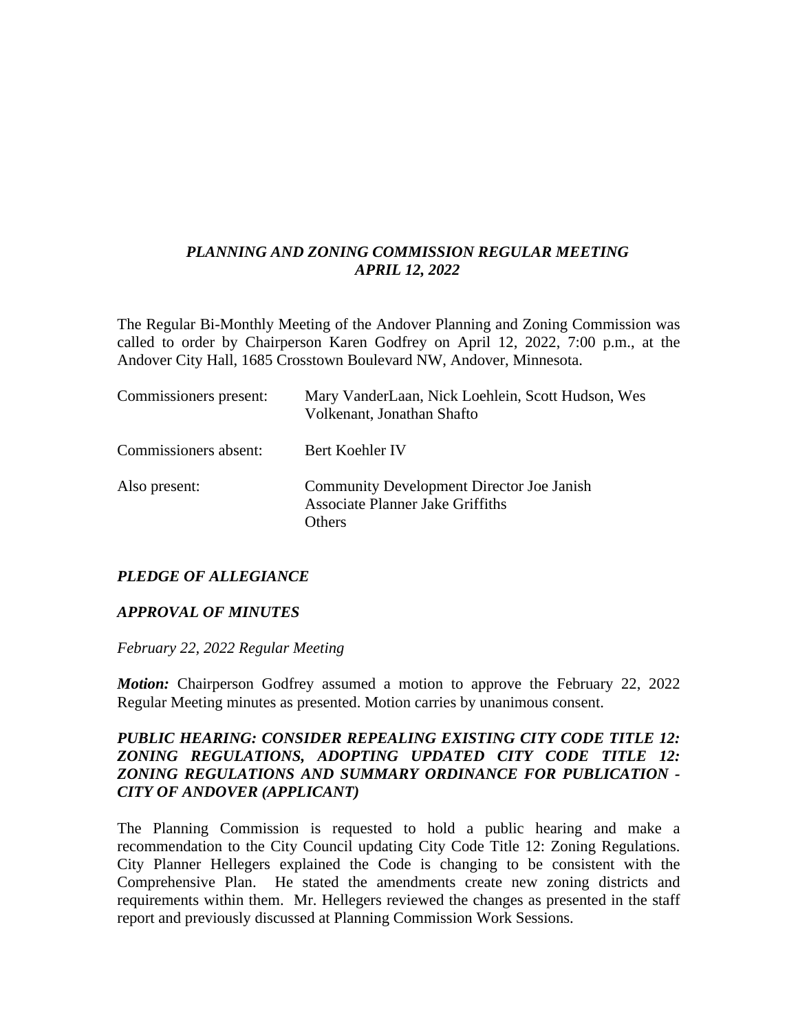*PLANNING AND ZONING COMMISSION REGULAR MEETING*
*APRIL 12, 2022*

The Regular Bi-Monthly Meeting of the Andover Planning and Zoning Commission was called to order by Chairperson Karen Godfrey on April 12, 2022, 7:00 p.m., at the Andover City Hall, 1685 Crosstown Boulevard NW, Andover, Minnesota.

| | |
|---|---|
| Commissioners present: | Mary VanderLaan, Nick Loehlein, Scott Hudson, Wes Volkenant, Jonathan Shafto |
| Commissioners absent: | Bert Koehler IV |
| Also present: | Community Development Director Joe Janish<br>Associate Planner Jake Griffiths<br>Others |

*PLEDGE OF ALLEGIANCE*

*APPROVAL OF MINUTES*

*February 22, 2022 Regular Meeting*

***Motion:*** Chairperson Godfrey assumed a motion to approve the February 22, 2022 Regular Meeting minutes as presented. Motion carries by unanimous consent.

*PUBLIC HEARING: CONSIDER REPEALING EXISTING CITY CODE TITLE 12: ZONING REGULATIONS, ADOPTING UPDATED CITY CODE TITLE 12: ZONING REGULATIONS AND SUMMARY ORDINANCE FOR PUBLICATION - CITY OF ANDOVER (APPLICANT)*

The Planning Commission is requested to hold a public hearing and make a recommendation to the City Council updating City Code Title 12: Zoning Regulations. City Planner Hellegers explained the Code is changing to be consistent with the Comprehensive Plan. He stated the amendments create new zoning districts and requirements within them. Mr. Hellegers reviewed the changes as presented in the staff report and previously discussed at Planning Commission Work Sessions.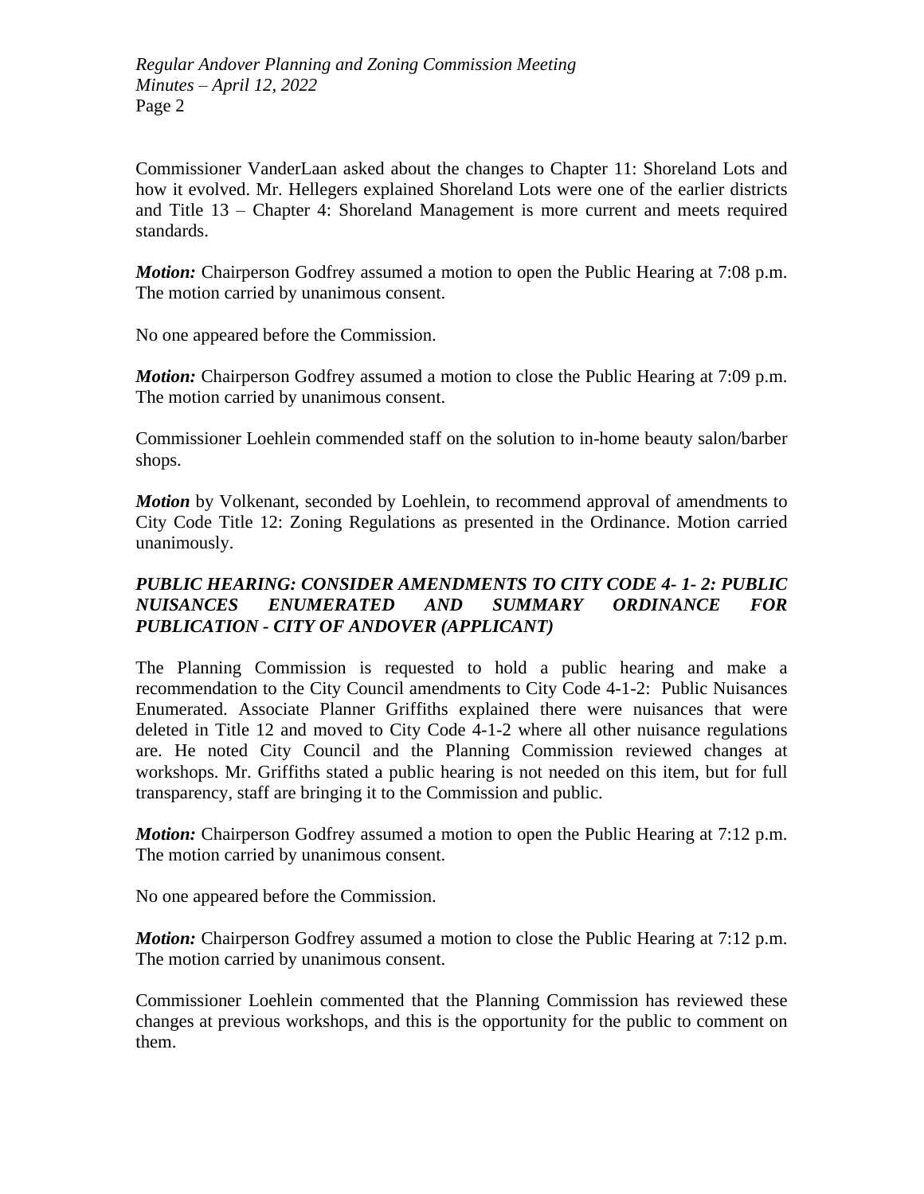Commissioner VanderLaan asked about the changes to Chapter 11: Shoreland Lots and how it evolved. Mr. Hellegers explained Shoreland Lots were one of the earlier districts and Title 13 – Chapter 4: Shoreland Management is more current and meets required standards.

***Motion:*** Chairperson Godfrey assumed a motion to open the Public Hearing at 7:08 p.m. The motion carried by unanimous consent.

No one appeared before the Commission.

***Motion:*** Chairperson Godfrey assumed a motion to close the Public Hearing at 7:09 p.m. The motion carried by unanimous consent.

Commissioner Loehlein commended staff on the solution to in-home beauty salon/barber shops.

***Motion*** by Volkenant, seconded by Loehlein, to recommend approval of amendments to City Code Title 12: Zoning Regulations as presented in the Ordinance. Motion carried unanimously.

***PUBLIC HEARING: CONSIDER AMENDMENTS TO CITY CODE 4- 1- 2: PUBLIC NUISANCES ENUMERATED AND SUMMARY ORDINANCE FOR PUBLICATION - CITY OF ANDOVER (APPLICANT)***

The Planning Commission is requested to hold a public hearing and make a recommendation to the City Council amendments to City Code 4-1-2: Public Nuisances Enumerated. Associate Planner Griffiths explained there were nuisances that were deleted in Title 12 and moved to City Code 4-1-2 where all other nuisance regulations are. He noted City Council and the Planning Commission reviewed changes at workshops. Mr. Griffiths stated a public hearing is not needed on this item, but for full transparency, staff are bringing it to the Commission and public.

***Motion:*** Chairperson Godfrey assumed a motion to open the Public Hearing at 7:12 p.m. The motion carried by unanimous consent.

No one appeared before the Commission.

***Motion:*** Chairperson Godfrey assumed a motion to close the Public Hearing at 7:12 p.m. The motion carried by unanimous consent.

Commissioner Loehlein commented that the Planning Commission has reviewed these changes at previous workshops, and this is the opportunity for the public to comment on them.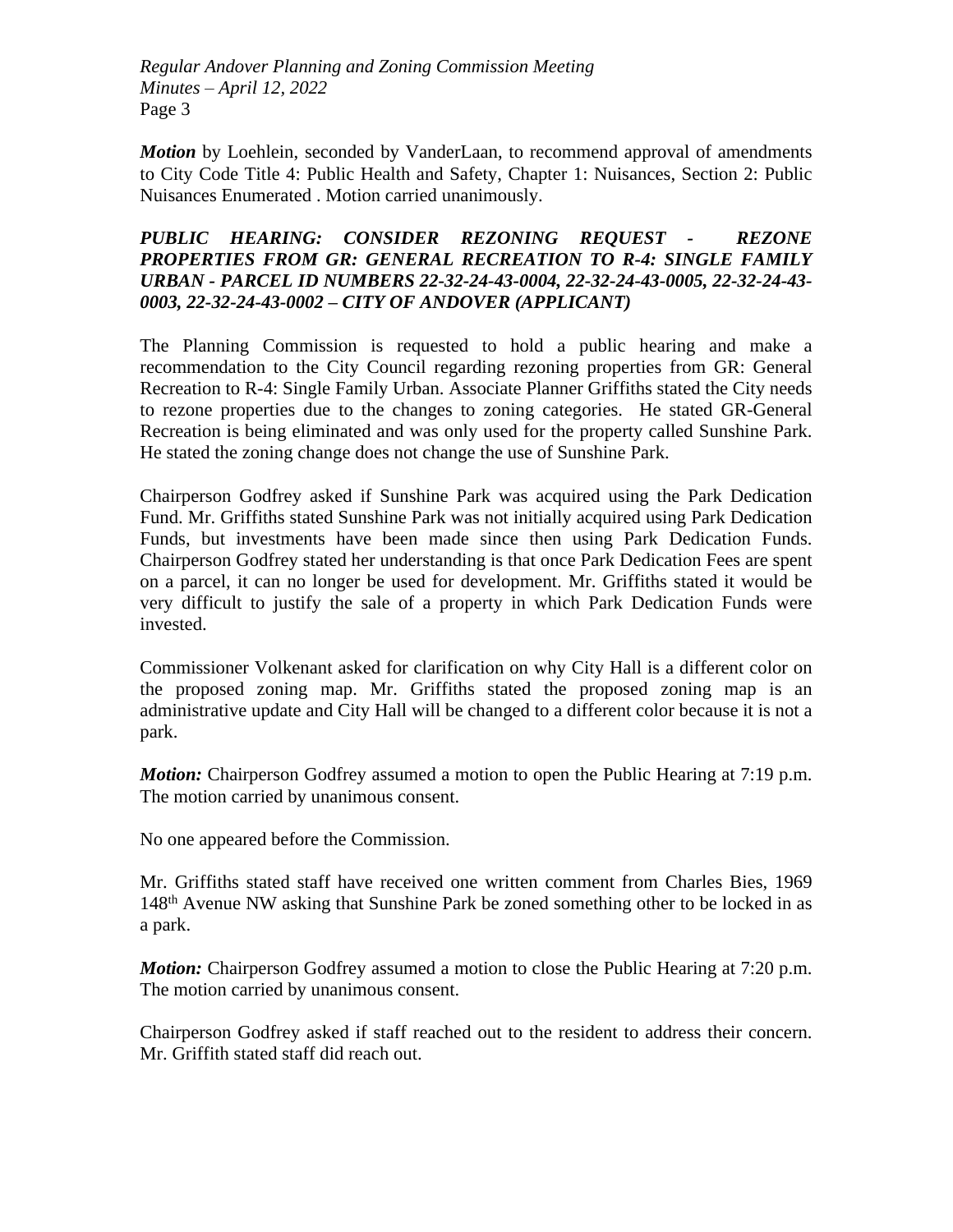***Motion*** by Loehlein, seconded by VanderLaan, to recommend approval of amendments to City Code Title 4: Public Health and Safety, Chapter 1: Nuisances, Section 2: Public Nuisances Enumerated . Motion carried unanimously.

***PUBLIC HEARING: CONSIDER REZONING REQUEST - REZONE PROPERTIES FROM GR: GENERAL RECREATION TO R-4: SINGLE FAMILY URBAN - PARCEL ID NUMBERS 22-32-24-43-0004, 22-32-24-43-0005, 22-32-24-43-0003, 22-32-24-43-0002 – CITY OF ANDOVER (APPLICANT)***

The Planning Commission is requested to hold a public hearing and make a recommendation to the City Council regarding rezoning properties from GR: General Recreation to R-4: Single Family Urban. Associate Planner Griffiths stated the City needs to rezone properties due to the changes to zoning categories. He stated GR-General Recreation is being eliminated and was only used for the property called Sunshine Park. He stated the zoning change does not change the use of Sunshine Park.

Chairperson Godfrey asked if Sunshine Park was acquired using the Park Dedication Fund. Mr. Griffiths stated Sunshine Park was not initially acquired using Park Dedication Funds, but investments have been made since then using Park Dedication Funds. Chairperson Godfrey stated her understanding is that once Park Dedication Fees are spent on a parcel, it can no longer be used for development. Mr. Griffiths stated it would be very difficult to justify the sale of a property in which Park Dedication Funds were invested.

Commissioner Volkenant asked for clarification on why City Hall is a different color on the proposed zoning map. Mr. Griffiths stated the proposed zoning map is an administrative update and City Hall will be changed to a different color because it is not a park.

***Motion:*** Chairperson Godfrey assumed a motion to open the Public Hearing at 7:19 p.m. The motion carried by unanimous consent.

No one appeared before the Commission.

Mr. Griffiths stated staff have received one written comment from Charles Bies, 1969 148th Avenue NW asking that Sunshine Park be zoned something other to be locked in as a park.

***Motion:*** Chairperson Godfrey assumed a motion to close the Public Hearing at 7:20 p.m. The motion carried by unanimous consent.

Chairperson Godfrey asked if staff reached out to the resident to address their concern. Mr. Griffith stated staff did reach out.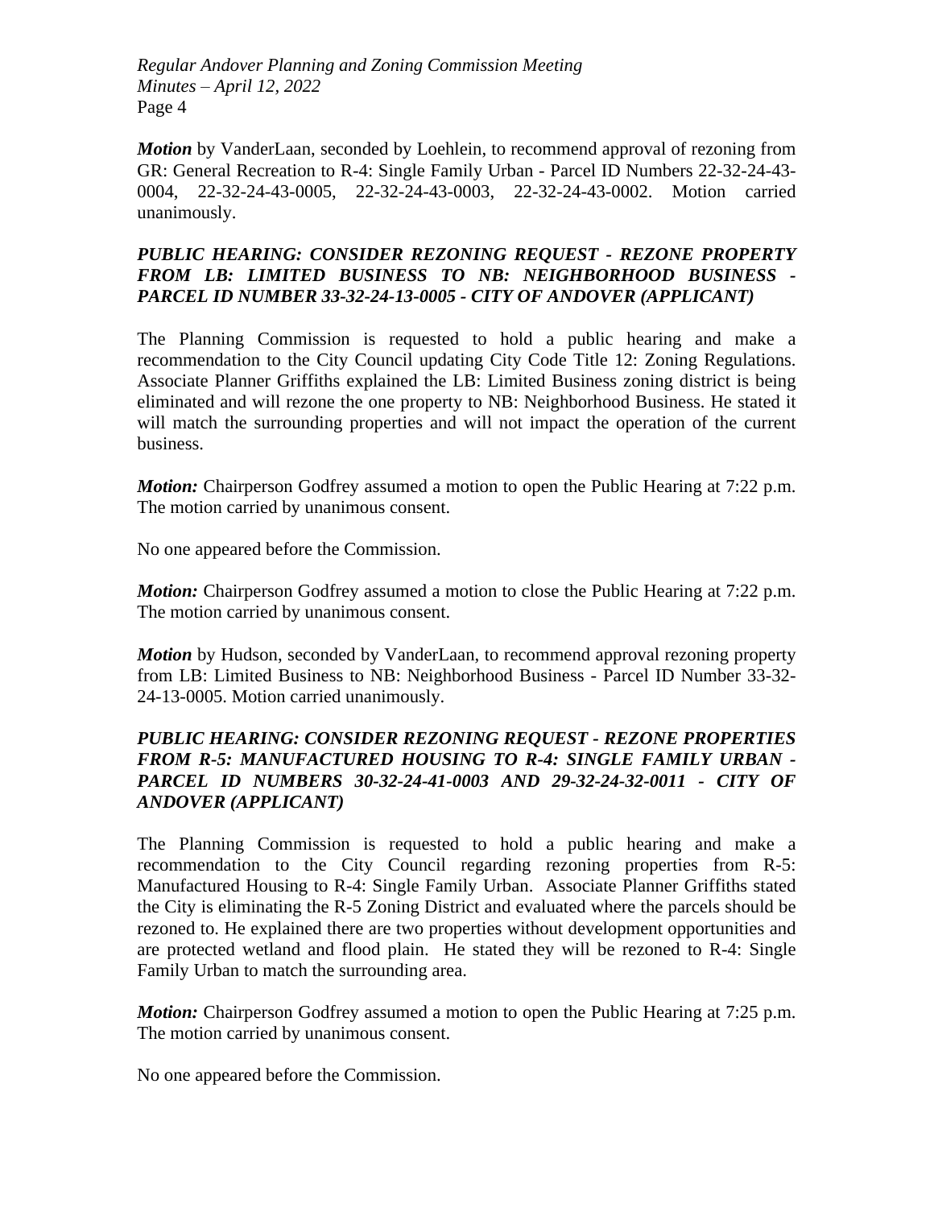***Motion*** by VanderLaan, seconded by Loehlein, to recommend approval of rezoning from GR: General Recreation to R-4: Single Family Urban - Parcel ID Numbers 22-32-24-43-0004, 22-32-24-43-0005, 22-32-24-43-0003, 22-32-24-43-0002. Motion carried unanimously.

***PUBLIC HEARING: CONSIDER REZONING REQUEST - REZONE PROPERTY FROM LB: LIMITED BUSINESS TO NB: NEIGHBORHOOD BUSINESS - PARCEL ID NUMBER 33-32-24-13-0005 - CITY OF ANDOVER (APPLICANT)***

The Planning Commission is requested to hold a public hearing and make a recommendation to the City Council updating City Code Title 12: Zoning Regulations. Associate Planner Griffiths explained the LB: Limited Business zoning district is being eliminated and will rezone the one property to NB: Neighborhood Business. He stated it will match the surrounding properties and will not impact the operation of the current business.

***Motion:*** Chairperson Godfrey assumed a motion to open the Public Hearing at 7:22 p.m. The motion carried by unanimous consent.

No one appeared before the Commission.

***Motion:*** Chairperson Godfrey assumed a motion to close the Public Hearing at 7:22 p.m. The motion carried by unanimous consent.

***Motion*** by Hudson, seconded by VanderLaan, to recommend approval rezoning property from LB: Limited Business to NB: Neighborhood Business - Parcel ID Number 33-32-24-13-0005. Motion carried unanimously.

***PUBLIC HEARING: CONSIDER REZONING REQUEST - REZONE PROPERTIES FROM R-5: MANUFACTURED HOUSING TO R-4: SINGLE FAMILY URBAN - PARCEL ID NUMBERS 30-32-24-41-0003 AND 29-32-24-32-0011 - CITY OF ANDOVER (APPLICANT)***

The Planning Commission is requested to hold a public hearing and make a recommendation to the City Council regarding rezoning properties from R-5: Manufactured Housing to R-4: Single Family Urban. Associate Planner Griffiths stated the City is eliminating the R-5 Zoning District and evaluated where the parcels should be rezoned to. He explained there are two properties without development opportunities and are protected wetland and flood plain. He stated they will be rezoned to R-4: Single Family Urban to match the surrounding area.

***Motion:*** Chairperson Godfrey assumed a motion to open the Public Hearing at 7:25 p.m. The motion carried by unanimous consent.

No one appeared before the Commission.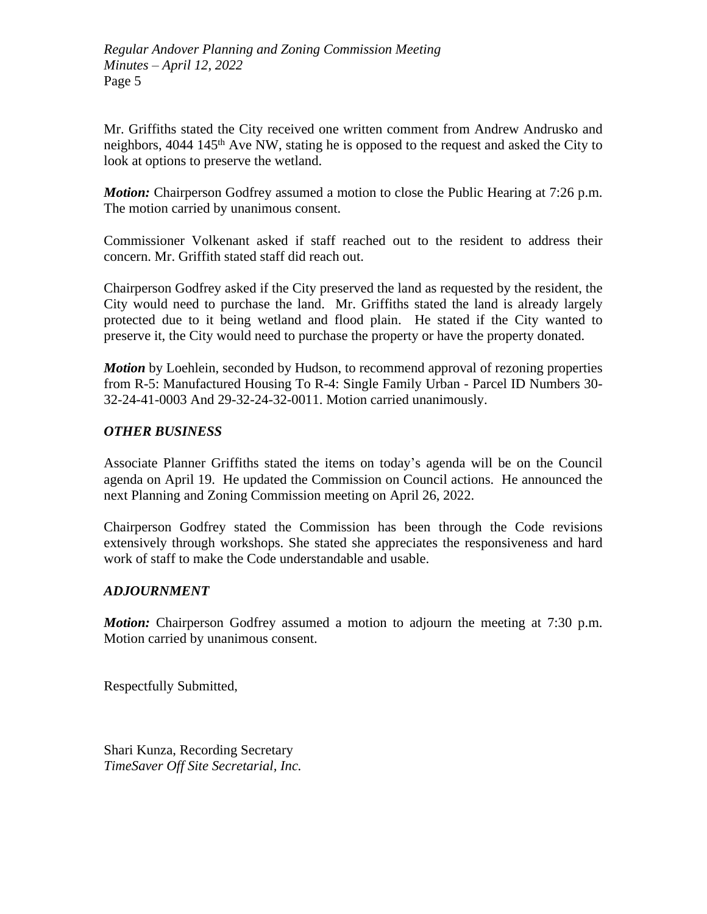Mr. Griffiths stated the City received one written comment from Andrew Andrusko and neighbors, 4044 145th Ave NW, stating he is opposed to the request and asked the City to look at options to preserve the wetland.

***Motion:*** Chairperson Godfrey assumed a motion to close the Public Hearing at 7:26 p.m. The motion carried by unanimous consent.

Commissioner Volkenant asked if staff reached out to the resident to address their concern. Mr. Griffith stated staff did reach out.

Chairperson Godfrey asked if the City preserved the land as requested by the resident, the City would need to purchase the land. Mr. Griffiths stated the land is already largely protected due to it being wetland and flood plain. He stated if the City wanted to preserve it, the City would need to purchase the property or have the property donated.

***Motion*** by Loehlein, seconded by Hudson, to recommend approval of rezoning properties from R-5: Manufactured Housing To R-4: Single Family Urban - Parcel ID Numbers 30-32-24-41-0003 And 29-32-24-32-0011. Motion carried unanimously.

## *OTHER BUSINESS*

Associate Planner Griffiths stated the items on today's agenda will be on the Council agenda on April 19. He updated the Commission on Council actions. He announced the next Planning and Zoning Commission meeting on April 26, 2022.

Chairperson Godfrey stated the Commission has been through the Code revisions extensively through workshops. She stated she appreciates the responsiveness and hard work of staff to make the Code understandable and usable.

## *ADJOURNMENT*

***Motion:*** Chairperson Godfrey assumed a motion to adjourn the meeting at 7:30 p.m. Motion carried by unanimous consent.

Respectfully Submitted,

Shari Kunza, Recording Secretary
*TimeSaver Off Site Secretarial, Inc.*